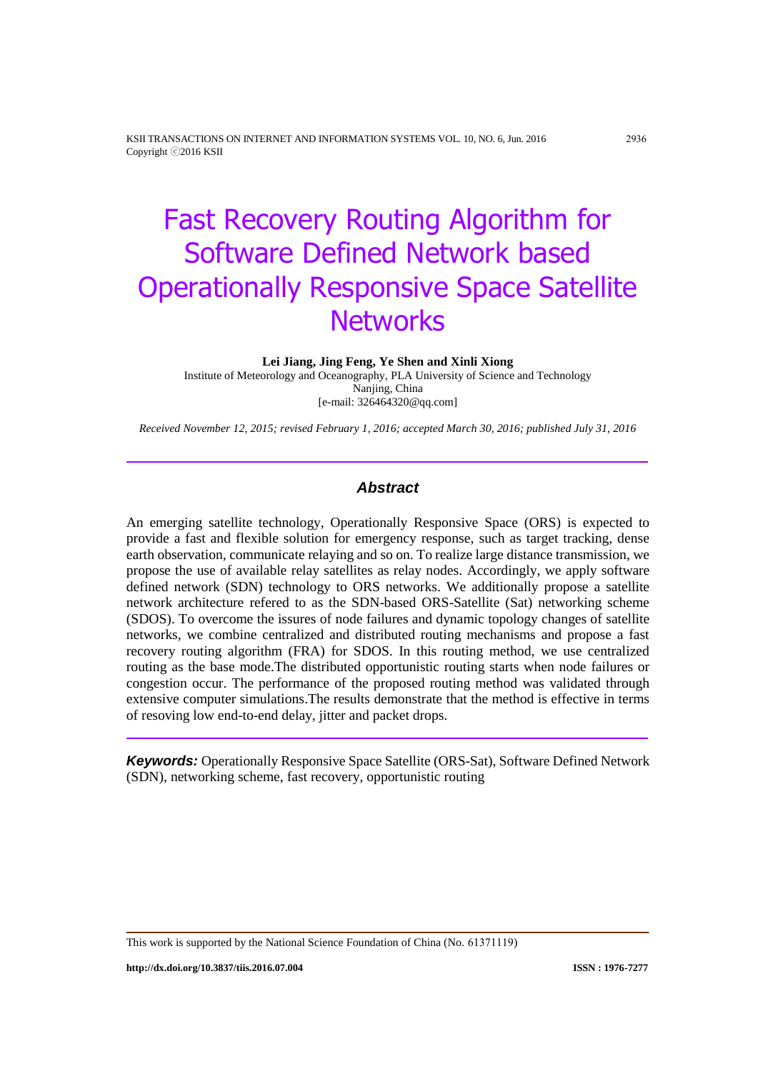# Fast Recovery Routing Algorithm for Software Defined Network based Operationally Responsive Space Satellite Networks

**Lei Jiang, Jing Feng, Ye Shen and Xinli Xiong**

Institute of Meteorology and Oceanography, PLA University of Science and Technology
Nanjing, China
[e-mail: 326464320@qq.com]

*Received November 12, 2015; revised February 1, 2016; accepted March 30, 2016; published July 31, 2016*

---

## *Abstract*

An emerging satellite technology, Operationally Responsive Space (ORS) is expected to provide a fast and flexible solution for emergency response, such as target tracking, dense earth observation, communicate relaying and so on. To realize large distance transmission, we propose the use of available relay satellites as relay nodes. Accordingly, we apply software defined network (SDN) technology to ORS networks. We additionally propose a satellite network architecture refered to as the SDN-based ORS-Satellite (Sat) networking scheme (SDOS). To overcome the issures of node failures and dynamic topology changes of satellite networks, we combine centralized and distributed routing mechanisms and propose a fast recovery routing algorithm (FRA) for SDOS. In this routing method, we use centralized routing as the base mode.The distributed opportunistic routing starts when node failures or congestion occur. The performance of the proposed routing method was validated through extensive computer simulations.The results demonstrate that the method is effective in terms of resoving low end-to-end delay, jitter and packet drops.

---

***Keywords:*** Operationally Responsive Space Satellite (ORS-Sat), Software Defined Network (SDN), networking scheme, fast recovery, opportunistic routing

---

This work is supported by the National Science Foundation of China (No. 61371119)

**http://dx.doi.org/10.3837/tiis.2016.07.004** **ISSN : 1976-7277**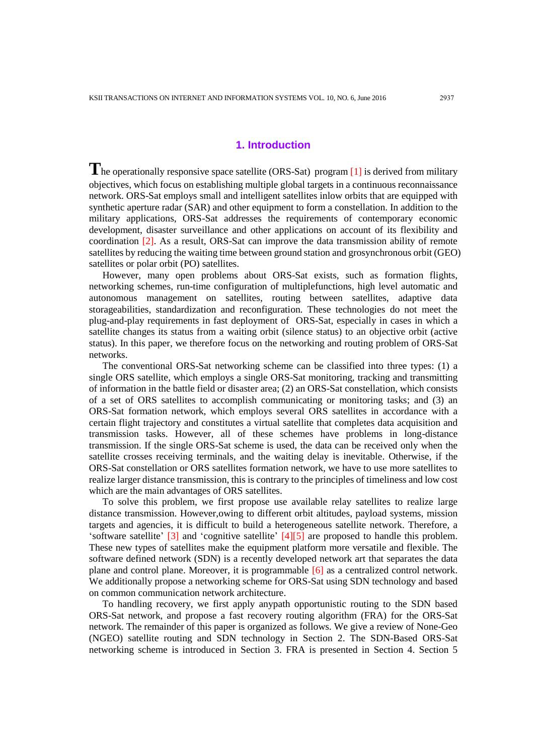## 1. Introduction

The operationally responsive space satellite (ORS-Sat) program [1] is derived from military objectives, which focus on establishing multiple global targets in a continuous reconnaissance network. ORS-Sat employs small and intelligent satellites inlow orbits that are equipped with synthetic aperture radar (SAR) and other equipment to form a constellation. In addition to the military applications, ORS-Sat addresses the requirements of contemporary economic development, disaster surveillance and other applications on account of its flexibility and coordination [2]. As a result, ORS-Sat can improve the data transmission ability of remote satellites by reducing the waiting time between ground station and grosynchronous orbit (GEO) satellites or polar orbit (PO) satellites.

However, many open problems about ORS-Sat exists, such as formation flights, networking schemes, run-time configuration of multiplefunctions, high level automatic and autonomous management on satellites, routing between satellites, adaptive data storageabilities, standardization and reconfiguration. These technologies do not meet the plug-and-play requirements in fast deployment of ORS-Sat, especially in cases in which a satellite changes its status from a waiting orbit (silence status) to an objective orbit (active status). In this paper, we therefore focus on the networking and routing problem of ORS-Sat networks.

The conventional ORS-Sat networking scheme can be classified into three types: (1) a single ORS satellite, which employs a single ORS-Sat monitoring, tracking and transmitting of information in the battle field or disaster area; (2) an ORS-Sat constellation, which consists of a set of ORS satellites to accomplish communicating or monitoring tasks; and (3) an ORS-Sat formation network, which employs several ORS satellites in accordance with a certain flight trajectory and constitutes a virtual satellite that completes data acquisition and transmission tasks. However, all of these schemes have problems in long-distance transmission. If the single ORS-Sat scheme is used, the data can be received only when the satellite crosses receiving terminals, and the waiting delay is inevitable. Otherwise, if the ORS-Sat constellation or ORS satellites formation network, we have to use more satellites to realize larger distance transmission, this is contrary to the principles of timeliness and low cost which are the main advantages of ORS satellites.

To solve this problem, we first propose use available relay satellites to realize large distance transmission. However,owing to different orbit altitudes, payload systems, mission targets and agencies, it is difficult to build a heterogeneous satellite network. Therefore, a 'software satellite' [3] and 'cognitive satellite' [4][5] are proposed to handle this problem. These new types of satellites make the equipment platform more versatile and flexible. The software defined network (SDN) is a recently developed network art that separates the data plane and control plane. Moreover, it is programmable [6] as a centralized control network. We additionally propose a networking scheme for ORS-Sat using SDN technology and based on common communication network architecture.

To handling recovery, we first apply anypath opportunistic routing to the SDN based ORS-Sat network, and propose a fast recovery routing algorithm (FRA) for the ORS-Sat network. The remainder of this paper is organized as follows. We give a review of None-Geo (NGEO) satellite routing and SDN technology in Section 2. The SDN-Based ORS-Sat networking scheme is introduced in Section 3. FRA is presented in Section 4. Section 5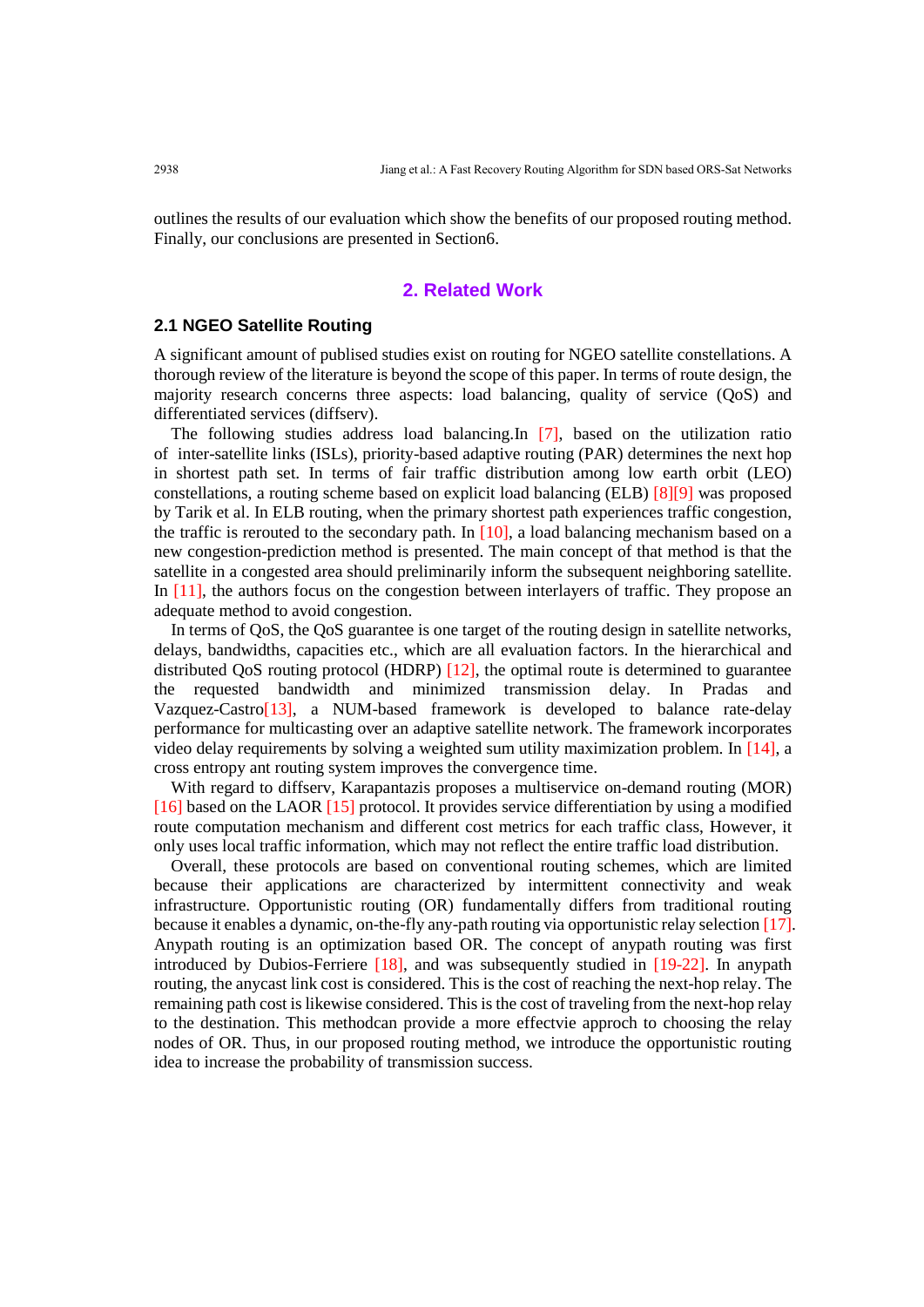outlines the results of our evaluation which show the benefits of our proposed routing method. Finally, our conclusions are presented in Section6.

## 2. Related Work

### 2.1 NGEO Satellite Routing

A significant amount of publised studies exist on routing for NGEO satellite constellations. A thorough review of the literature is beyond the scope of this paper. In terms of route design, the majority research concerns three aspects: load balancing, quality of service (QoS) and differentiated services (diffserv).

The following studies address load balancing.In [7], based on the utilization ratio of inter-satellite links (ISLs), priority-based adaptive routing (PAR) determines the next hop in shortest path set. In terms of fair traffic distribution among low earth orbit (LEO) constellations, a routing scheme based on explicit load balancing (ELB) [8][9] was proposed by Tarik et al. In ELB routing, when the primary shortest path experiences traffic congestion, the traffic is rerouted to the secondary path. In [10], a load balancing mechanism based on a new congestion-prediction method is presented. The main concept of that method is that the satellite in a congested area should preliminarily inform the subsequent neighboring satellite. In [11], the authors focus on the congestion between interlayers of traffic. They propose an adequate method to avoid congestion.

In terms of QoS, the QoS guarantee is one target of the routing design in satellite networks, delays, bandwidths, capacities etc., which are all evaluation factors. In the hierarchical and distributed QoS routing protocol (HDRP) [12], the optimal route is determined to guarantee the requested bandwidth and minimized transmission delay. In Pradas and Vazquez-Castro[13], a NUM-based framework is developed to balance rate-delay performance for multicasting over an adaptive satellite network. The framework incorporates video delay requirements by solving a weighted sum utility maximization problem. In [14], a cross entropy ant routing system improves the convergence time.

With regard to diffserv, Karapantazis proposes a multiservice on-demand routing (MOR) [16] based on the LAOR [15] protocol. It provides service differentiation by using a modified route computation mechanism and different cost metrics for each traffic class, However, it only uses local traffic information, which may not reflect the entire traffic load distribution.

Overall, these protocols are based on conventional routing schemes, which are limited because their applications are characterized by intermittent connectivity and weak infrastructure. Opportunistic routing (OR) fundamentally differs from traditional routing because it enables a dynamic, on-the-fly any-path routing via opportunistic relay selection [17]. Anypath routing is an optimization based OR. The concept of anypath routing was first introduced by Dubios-Ferriere [18], and was subsequently studied in [19-22]. In anypath routing, the anycast link cost is considered. This is the cost of reaching the next-hop relay. The remaining path cost is likewise considered. This is the cost of traveling from the next-hop relay to the destination. This methodcan provide a more effectvie approch to choosing the relay nodes of OR. Thus, in our proposed routing method, we introduce the opportunistic routing idea to increase the probability of transmission success.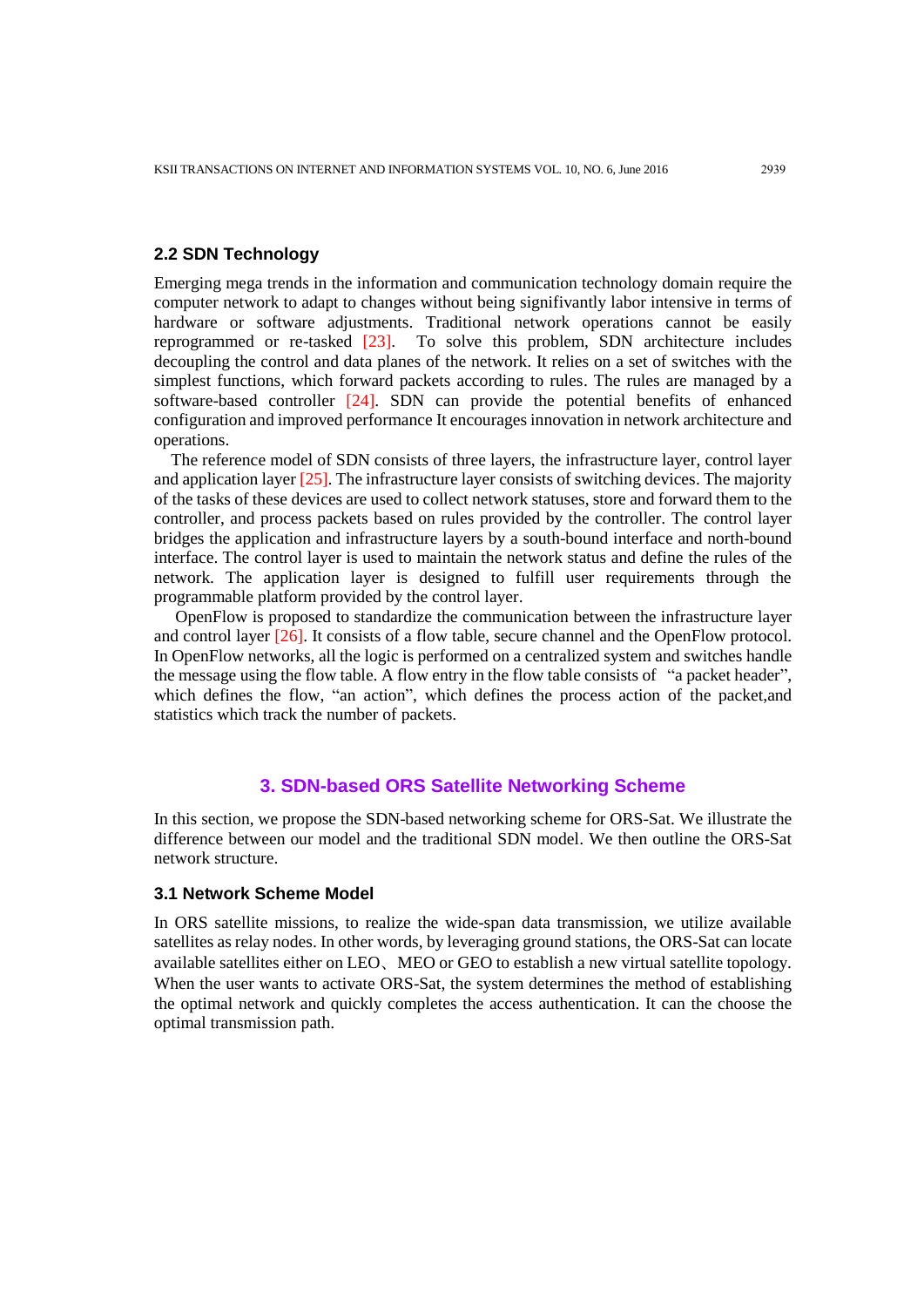### 2.2 SDN Technology

Emerging mega trends in the information and communication technology domain require the computer network to adapt to changes without being signifivantly labor intensive in terms of hardware or software adjustments. Traditional network operations cannot be easily reprogrammed or re-tasked [23]. To solve this problem, SDN architecture includes decoupling the control and data planes of the network. It relies on a set of switches with the simplest functions, which forward packets according to rules. The rules are managed by a software-based controller [24]. SDN can provide the potential benefits of enhanced configuration and improved performance It encourages innovation in network architecture and operations.

The reference model of SDN consists of three layers, the infrastructure layer, control layer and application layer [25]. The infrastructure layer consists of switching devices. The majority of the tasks of these devices are used to collect network statuses, store and forward them to the controller, and process packets based on rules provided by the controller. The control layer bridges the application and infrastructure layers by a south-bound interface and north-bound interface. The control layer is used to maintain the network status and define the rules of the network. The application layer is designed to fulfill user requirements through the programmable platform provided by the control layer.

OpenFlow is proposed to standardize the communication between the infrastructure layer and control layer [26]. It consists of a flow table, secure channel and the OpenFlow protocol. In OpenFlow networks, all the logic is performed on a centralized system and switches handle the message using the flow table. A flow entry in the flow table consists of "a packet header", which defines the flow, "an action", which defines the process action of the packet,and statistics which track the number of packets.

## 3. SDN-based ORS Satellite Networking Scheme

In this section, we propose the SDN-based networking scheme for ORS-Sat. We illustrate the difference between our model and the traditional SDN model. We then outline the ORS-Sat network structure.

### 3.1 Network Scheme Model

In ORS satellite missions, to realize the wide-span data transmission, we utilize available satellites as relay nodes. In other words, by leveraging ground stations, the ORS-Sat can locate available satellites either on LEO、MEO or GEO to establish a new virtual satellite topology. When the user wants to activate ORS-Sat, the system determines the method of establishing the optimal network and quickly completes the access authentication. It can the choose the optimal transmission path.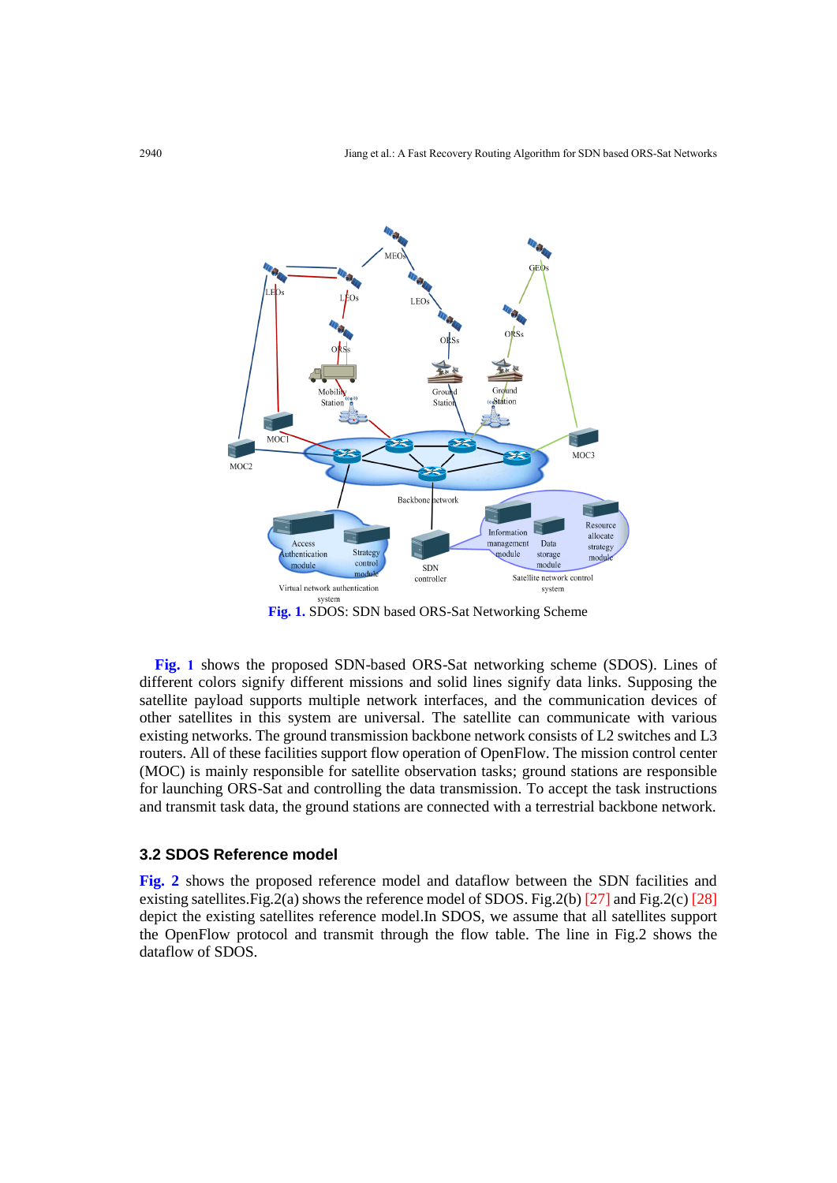**Fig. 1.** SDOS: SDN based ORS-Sat Networking Scheme

**Fig. 1** shows the proposed SDN-based ORS-Sat networking scheme (SDOS). Lines of different colors signify different missions and solid lines signify data links. Supposing the satellite payload supports multiple network interfaces, and the communication devices of other satellites in this system are universal. The satellite can communicate with various existing networks. The ground transmission backbone network consists of L2 switches and L3 routers. All of these facilities support flow operation of OpenFlow. The mission control center (MOC) is mainly responsible for satellite observation tasks; ground stations are responsible for launching ORS-Sat and controlling the data transmission. To accept the task instructions and transmit task data, the ground stations are connected with a terrestrial backbone network.

### 3.2 SDOS Reference model

**Fig. 2** shows the proposed reference model and dataflow between the SDN facilities and existing satellites.Fig.2(a) shows the reference model of SDOS. Fig.2(b) [27] and Fig.2(c) [28] depict the existing satellites reference model.In SDOS, we assume that all satellites support the OpenFlow protocol and transmit through the flow table. The line in Fig.2 shows the dataflow of SDOS.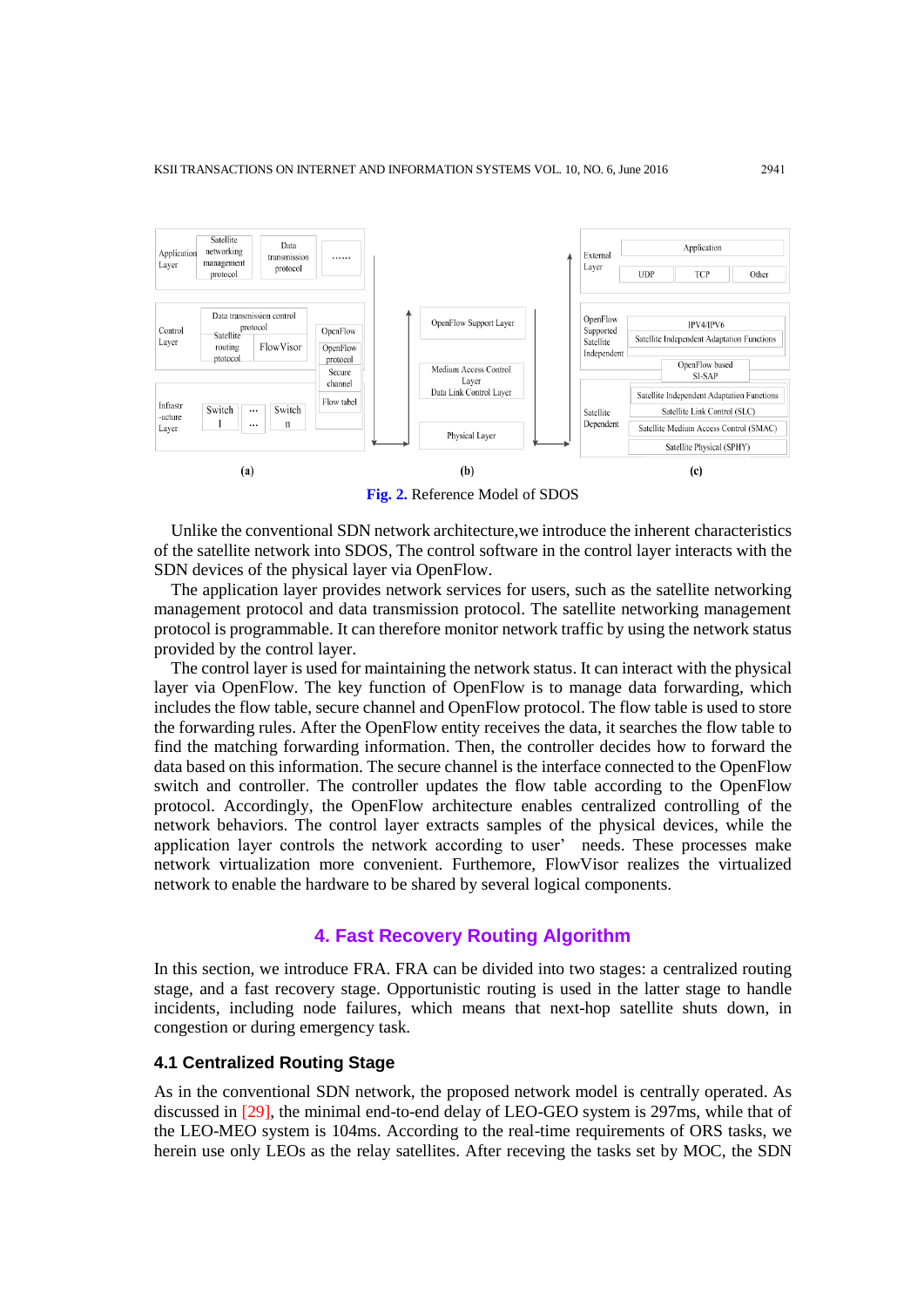Fig. 2. Reference Model of SDOS

Unlike the conventional SDN network architecture,we introduce the inherent characteristics of the satellite network into SDOS, The control software in the control layer interacts with the SDN devices of the physical layer via OpenFlow.

The application layer provides network services for users, such as the satellite networking management protocol and data transmission protocol. The satellite networking management protocol is programmable. It can therefore monitor network traffic by using the network status provided by the control layer.

The control layer is used for maintaining the network status. It can interact with the physical layer via OpenFlow. The key function of OpenFlow is to manage data forwarding, which includes the flow table, secure channel and OpenFlow protocol. The flow table is used to store the forwarding rules. After the OpenFlow entity receives the data, it searches the flow table to find the matching forwarding information. Then, the controller decides how to forward the data based on this information. The secure channel is the interface connected to the OpenFlow switch and controller. The controller updates the flow table according to the OpenFlow protocol. Accordingly, the OpenFlow architecture enables centralized controlling of the network behaviors. The control layer extracts samples of the physical devices, while the application layer controls the network according to user' needs. These processes make network virtualization more convenient. Furthemore, FlowVisor realizes the virtualized network to enable the hardware to be shared by several logical components.

## 4. Fast Recovery Routing Algorithm

In this section, we introduce FRA. FRA can be divided into two stages: a centralized routing stage, and a fast recovery stage. Opportunistic routing is used in the latter stage to handle incidents, including node failures, which means that next-hop satellite shuts down, in congestion or during emergency task.

### 4.1 Centralized Routing Stage

As in the conventional SDN network, the proposed network model is centrally operated. As discussed in [29], the minimal end-to-end delay of LEO-GEO system is 297ms, while that of the LEO-MEO system is 104ms. According to the real-time requirements of ORS tasks, we herein use only LEOs as the relay satellites. After receving the tasks set by MOC, the SDN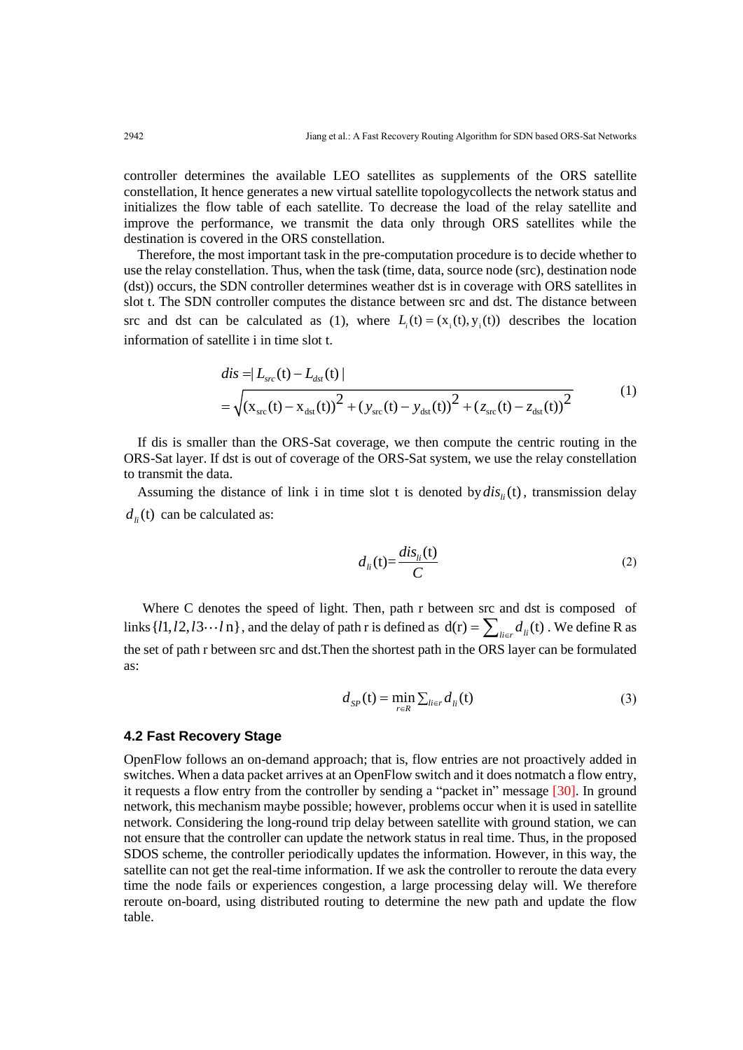controller determines the available LEO satellites as supplements of the ORS satellite constellation, It hence generates a new virtual satellite topologycollects the network status and initializes the flow table of each satellite. To decrease the load of the relay satellite and improve the performance, we transmit the data only through ORS satellites while the destination is covered in the ORS constellation.

Therefore, the most important task in the pre-computation procedure is to decide whether to use the relay constellation. Thus, when the task (time, data, source node (src), destination node (dst)) occurs, the SDN controller determines weather dst is in coverage with ORS satellites in slot t. The SDN controller computes the distance between src and dst. The distance between src and dst can be calculated as (1), where $L_i(\mathrm{t}) = (\mathrm{x}_i(\mathrm{t}), \mathrm{y}_i(\mathrm{t}))$ describes the location information of satellite i in time slot t.

$$
\begin{aligned}
dis &= | L_{src}(\mathrm{t}) - L_{dst}(\mathrm{t}) | \\
&= \sqrt{(\mathrm{x}_{\mathrm{src}}(\mathrm{t}) - \mathrm{x}_{\mathrm{dst}}(\mathrm{t}))^2 + (y_{\mathrm{src}}(\mathrm{t}) - y_{\mathrm{dst}}(\mathrm{t}))^2 + (z_{\mathrm{src}}(\mathrm{t}) - z_{\mathrm{dst}}(\mathrm{t}))^2}
\end{aligned} \tag{1}
$$

If dis is smaller than the ORS-Sat coverage, we then compute the centric routing in the ORS-Sat layer. If dst is out of coverage of the ORS-Sat system, we use the relay constellation to transmit the data.

Assuming the distance of link i in time slot t is denoted by $dis_{li}(\mathrm{t})$, transmission delay $d_{li}(\mathrm{t})$ can be calculated as:

$$
d_{li}(\mathrm{t}) = \frac{dis_{li}(\mathrm{t})}{C} \tag{2}
$$

Where C denotes the speed of light. Then, path r between src and dst is composed of links $\{l1, l2, l3 \cdots l\mathrm{n}\}$, and the delay of path r is defined as $\mathrm{d(r)} = \sum_{li \in r} d_{li}(\mathrm{t})$. We define R as the set of path r between src and dst.Then the shortest path in the ORS layer can be formulated as:

$$
d_{SP}(\mathrm{t}) = \min_{r \in R} \sum_{li \in r} d_{li}(\mathrm{t}) \tag{3}
$$

### 4.2 Fast Recovery Stage

OpenFlow follows an on-demand approach; that is, flow entries are not proactively added in switches. When a data packet arrives at an OpenFlow switch and it does notmatch a flow entry, it requests a flow entry from the controller by sending a "packet in" message [30]. In ground network, this mechanism maybe possible; however, problems occur when it is used in satellite network. Considering the long-round trip delay between satellite with ground station, we can not ensure that the controller can update the network status in real time. Thus, in the proposed SDOS scheme, the controller periodically updates the information. However, in this way, the satellite can not get the real-time information. If we ask the controller to reroute the data every time the node fails or experiences congestion, a large processing delay will. We therefore reroute on-board, using distributed routing to determine the new path and update the flow table.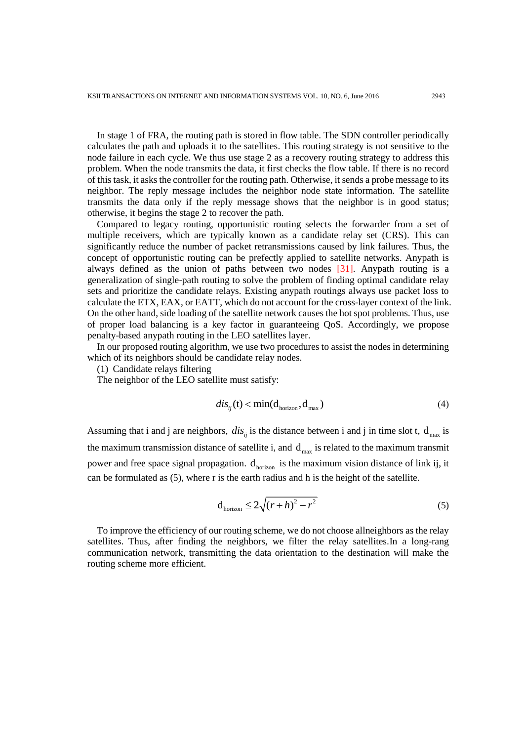In stage 1 of FRA, the routing path is stored in flow table. The SDN controller periodically calculates the path and uploads it to the satellites. This routing strategy is not sensitive to the node failure in each cycle. We thus use stage 2 as a recovery routing strategy to address this problem. When the node transmits the data, it first checks the flow table. If there is no record of this task, it asks the controller for the routing path. Otherwise, it sends a probe message to its neighbor. The reply message includes the neighbor node state information. The satellite transmits the data only if the reply message shows that the neighbor is in good status; otherwise, it begins the stage 2 to recover the path.

Compared to legacy routing, opportunistic routing selects the forwarder from a set of multiple receivers, which are typically known as a candidate relay set (CRS). This can significantly reduce the number of packet retransmissions caused by link failures. Thus, the concept of opportunistic routing can be prefectly applied to satellite networks. Anypath is always defined as the union of paths between two nodes [31]. Anypath routing is a generalization of single-path routing to solve the problem of finding optimal candidate relay sets and prioritize the candidate relays. Existing anypath routings always use packet loss to calculate the ETX, EAX, or EATT, which do not account for the cross-layer context of the link. On the other hand, side loading of the satellite network causes the hot spot problems. Thus, use of proper load balancing is a key factor in guaranteeing QoS. Accordingly, we propose penalty-based anypath routing in the LEO satellites layer.

In our proposed routing algorithm, we use two procedures to assist the nodes in determining which of its neighbors should be candidate relay nodes.

(1) Candidate relays filtering

The neighbor of the LEO satellite must satisfy:

$$dis_{ij}(\mathrm{t}) < \min(\mathrm{d}_{\mathrm{horizon}}, \mathrm{d}_{\max}) \tag{4}$$

Assuming that i and j are neighbors, $dis_{ij}$ is the distance between i and j in time slot t, $\mathrm{d}_{\max}$ is the maximum transmission distance of satellite i, and $\mathrm{d}_{\max}$ is related to the maximum transmit power and free space signal propagation. $\mathrm{d}_{\mathrm{horizon}}$ is the maximum vision distance of link ij, it can be formulated as (5), where r is the earth radius and h is the height of the satellite.

$$\mathrm{d}_{\mathrm{horizon}} \leq 2\sqrt{(r+h)^2 - r^2} \tag{5}$$

To improve the efficiency of our routing scheme, we do not choose allneighbors as the relay satellites. Thus, after finding the neighbors, we filter the relay satellites.In a long-rang communication network, transmitting the data orientation to the destination will make the routing scheme more efficient.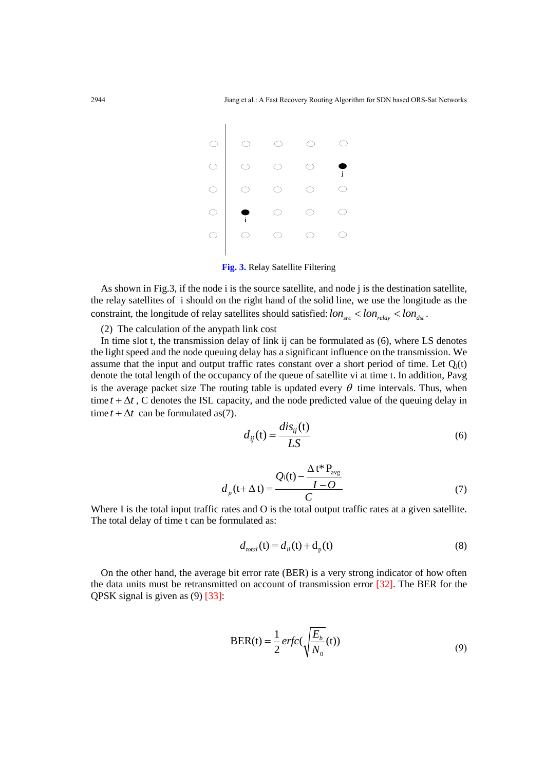Fig. 3. Relay Satellite Filtering

As shown in Fig.3, if the node i is the source satellite, and node j is the destination satellite, the relay satellites of i should on the right hand of the solid line, we use the longitude as the constraint, the longitude of relay satellites should satisfied: $lon_{src} < lon_{relay} < lon_{dst}$.

(2) The calculation of the anypath link cost

In time slot t, the transmission delay of link ij can be formulated as (6), where LS denotes the light speed and the node queuing delay has a significant influence on the transmission. We assume that the input and output traffic rates constant over a short period of time. Let $Q_i(t)$ denote the total length of the occupancy of the queue of satellite vi at time t. In addition, Pavg is the average packet size The routing table is updated every $\theta$ time intervals. Thus, when time $t+\Delta t$, C denotes the ISL capacity, and the node predicted value of the queuing delay in time $t+\Delta t$ can be formulated as(7).

$$d_{ij}(\mathrm{t}) = \frac{dis_{ij}(\mathrm{t})}{LS} \tag{6}$$

$$d_p(\mathrm{t}+\Delta\,\mathrm{t}) = \frac{Q_i(\mathrm{t}) - \dfrac{\Delta\,\mathrm{t}^*\,\mathrm{P}_{\mathrm{avg}}}{I-O}}{C} \tag{7}$$

Where I is the total input traffic rates and O is the total output traffic rates at a given satellite. The total delay of time t can be formulated as:

$$d_{total}(\mathrm{t}) = d_{li}(\mathrm{t}) + \mathrm{d_p}(\mathrm{t}) \tag{8}$$

On the other hand, the average bit error rate (BER) is a very strong indicator of how often the data units must be retransmitted on account of transmission error [32]. The BER for the QPSK signal is given as (9) [33]:

$$\mathrm{BER}(\mathrm{t}) = \frac{1}{2} erfc(\sqrt{\frac{E_b}{N_0}}(\mathrm{t})) \tag{9}$$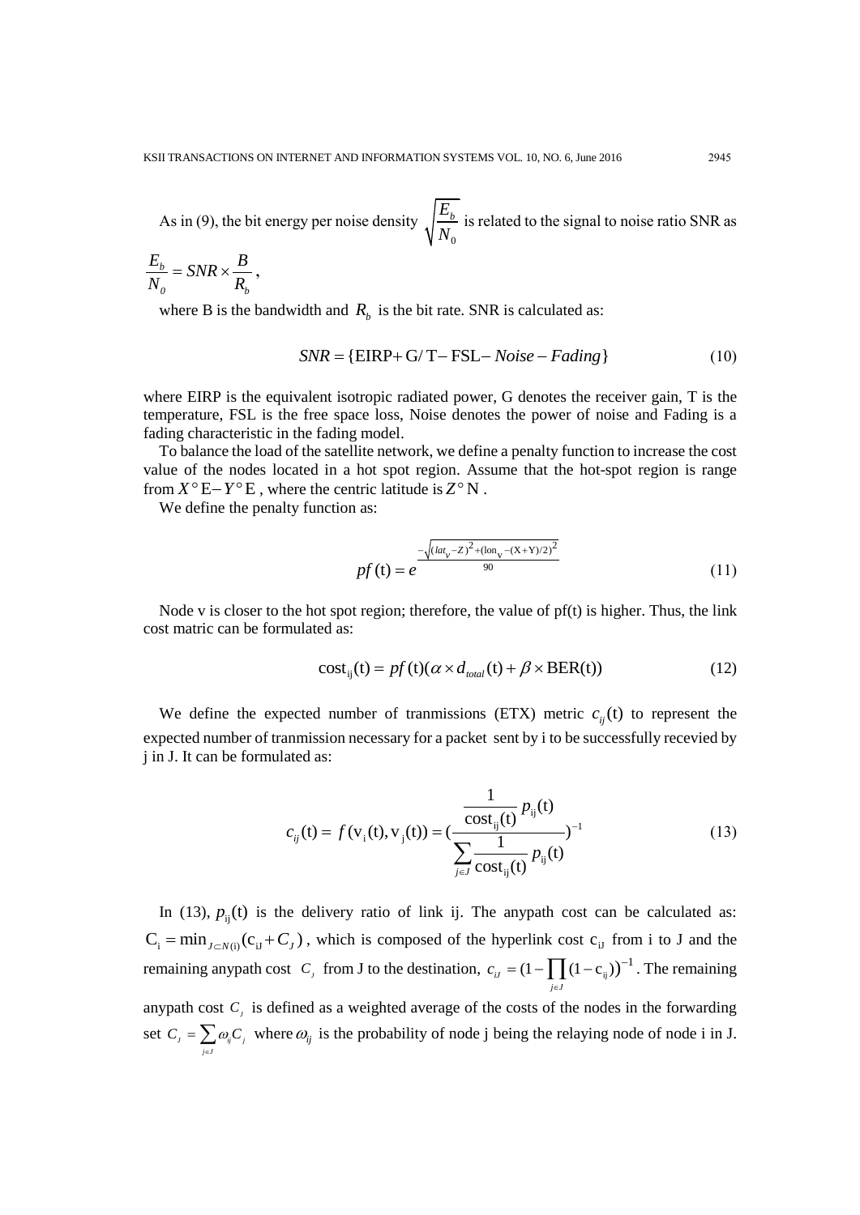As in (9), the bit energy per noise density $\sqrt{\frac{E_b}{N_0}}$ is related to the signal to noise ratio SNR as

$$\frac{E_b}{N_0} = SNR \times \frac{B}{R_b},$$

where B is the bandwidth and $R_b$ is the bit rate. SNR is calculated as:

$$SNR = \{\text{EIRP} + \text{G/T} - \text{FSL} - Noise - Fading\} \tag{10}$$

where EIRP is the equivalent isotropic radiated power, G denotes the receiver gain, T is the temperature, FSL is the free space loss, Noise denotes the power of noise and Fading is a fading characteristic in the fading model.

To balance the load of the satellite network, we define a penalty function to increase the cost value of the nodes located in a hot spot region. Assume that the hot-spot region is range from $X°\text{E} - Y°\text{E}$, where the centric latitude is $Z°\text{N}$.

We define the penalty function as:

$$pf(\text{t}) = e^{\frac{-\sqrt{(lat_v - Z)^2 + (\text{lon}_v - (X+Y)/2)^2}}{90}} \tag{11}$$

Node v is closer to the hot spot region; therefore, the value of pf(t) is higher. Thus, the link cost matric can be formulated as:

$$\text{cost}_{\text{ij}}(\text{t}) = pf(\text{t})(\alpha \times d_{total}(\text{t}) + \beta \times \text{BER(t)}) \tag{12}$$

We define the expected number of tranmissions (ETX) metric $c_{ij}(\text{t})$ to represent the expected number of tranmission necessary for a packet sent by i to be successfully recevied by j in J. It can be formulated as:

$$c_{ij}(\text{t}) = f(\text{v}_\text{i}(\text{t}), \text{v}_\text{j}(\text{t})) = \left(\frac{\frac{1}{\text{cost}_{\text{ij}}(\text{t})} p_{\text{ij}}(\text{t})}{\sum_{j \in J} \frac{1}{\text{cost}_{\text{ij}}(\text{t})} p_{\text{ij}}(\text{t})}\right)^{-1} \tag{13}$$

In (13), $p_{\text{ij}}(\text{t})$ is the delivery ratio of link ij. The anypath cost can be calculated as: $\text{C}_\text{i} = \min_{J \subset N(\text{i})}(\text{c}_{\text{iJ}} + C_J)$, which is composed of the hyperlink cost $\text{c}_{\text{iJ}}$ from i to J and the remaining anypath cost $C_J$ from J to the destination, $c_{iJ} = (1 - \prod_{j \in J}(1 - \text{c}_{\text{ij}}))^{-1}$. The remaining anypath cost $C_J$ is defined as a weighted average of the costs of the nodes in the forwarding set $C_J = \sum_{j \in J} \omega_{ij} C_j$ where $\omega_{ij}$ is the probability of node j being the relaying node of node i in J.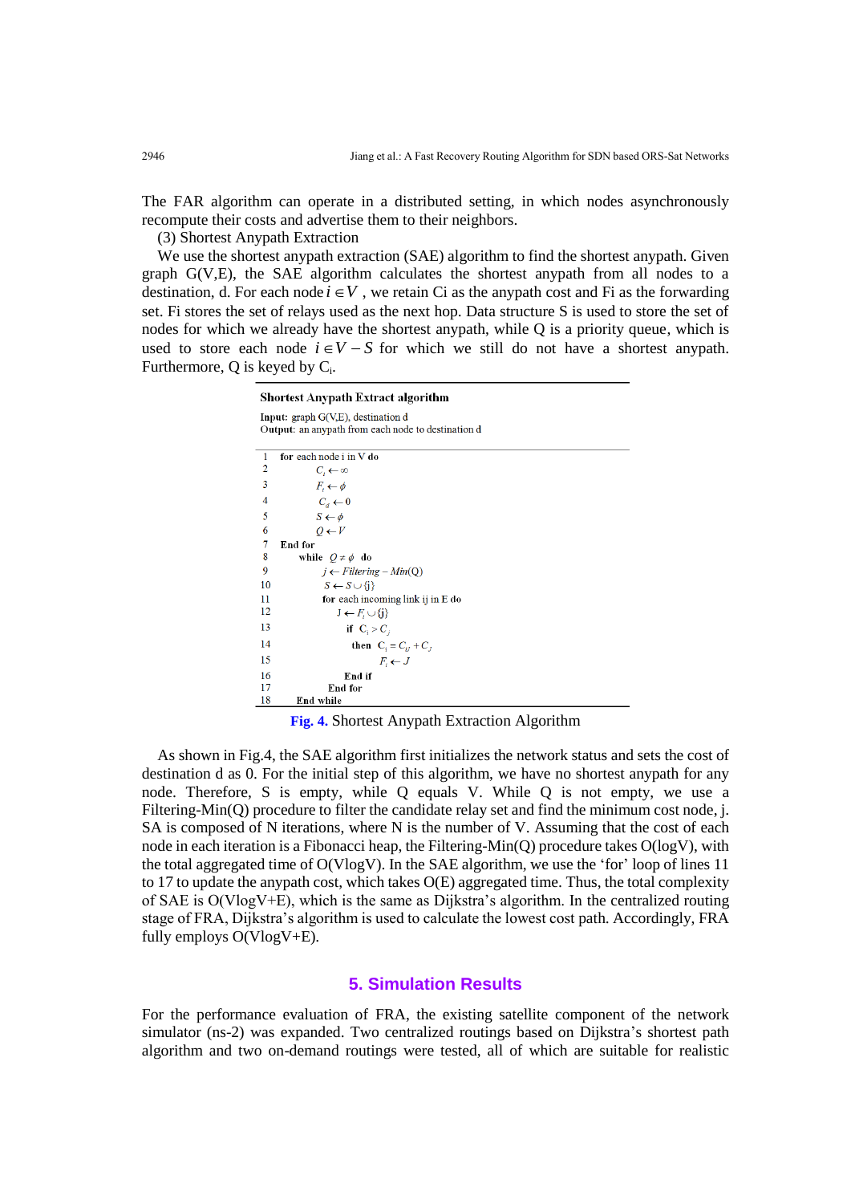The FAR algorithm can operate in a distributed setting, in which nodes asynchronously recompute their costs and advertise them to their neighbors.

(3) Shortest Anypath Extraction

We use the shortest anypath extraction (SAE) algorithm to find the shortest anypath. Given graph G(V,E), the SAE algorithm calculates the shortest anypath from all nodes to a destination, d. For each node $i \in V$ , we retain Ci as the anypath cost and Fi as the forwarding set. Fi stores the set of relays used as the next hop. Data structure S is used to store the set of nodes for which we already have the shortest anypath, while Q is a priority queue, which is used to store each node $i \in V - S$ for which we still do not have a shortest anypath. Furthermore, Q is keyed by $C_i$.

**Shortest Anypath Extract algorithm**

**Input:** graph G(V,E), destination d
**Output:** an anypath from each node to destination d

```
1   for each node i in V do
2           C_i ← ∞
3           F_i ← φ
4           C_d ← 0
5           S ← φ
6           Q ← V
7   End for
8       while  Q ≠ φ  do
9               j ← Filtering − Min(Q)
10              S ← S ∪ {j}
11              for each incoming link ij in E do
12                  J ← F_i ∪ {j}
13                      if  C_i > C_j
14                      then  C_i = C_ij + C_j
15                              F_i ← J
16                      End if
17              End for
18      End while
```

**Fig. 4.** Shortest Anypath Extraction Algorithm

As shown in Fig.4, the SAE algorithm first initializes the network status and sets the cost of destination d as 0. For the initial step of this algorithm, we have no shortest anypath for any node. Therefore, S is empty, while Q equals V. While Q is not empty, we use a Filtering-Min(Q) procedure to filter the candidate relay set and find the minimum cost node, j. SA is composed of N iterations, where N is the number of V. Assuming that the cost of each node in each iteration is a Fibonacci heap, the Filtering-Min(Q) procedure takes O(logV), with the total aggregated time of O(VlogV). In the SAE algorithm, we use the 'for' loop of lines 11 to 17 to update the anypath cost, which takes O(E) aggregated time. Thus, the total complexity of SAE is O(VlogV+E), which is the same as Dijkstra's algorithm. In the centralized routing stage of FRA, Dijkstra's algorithm is used to calculate the lowest cost path. Accordingly, FRA fully employs O(VlogV+E).

## 5. Simulation Results

For the performance evaluation of FRA, the existing satellite component of the network simulator (ns-2) was expanded. Two centralized routings based on Dijkstra's shortest path algorithm and two on-demand routings were tested, all of which are suitable for realistic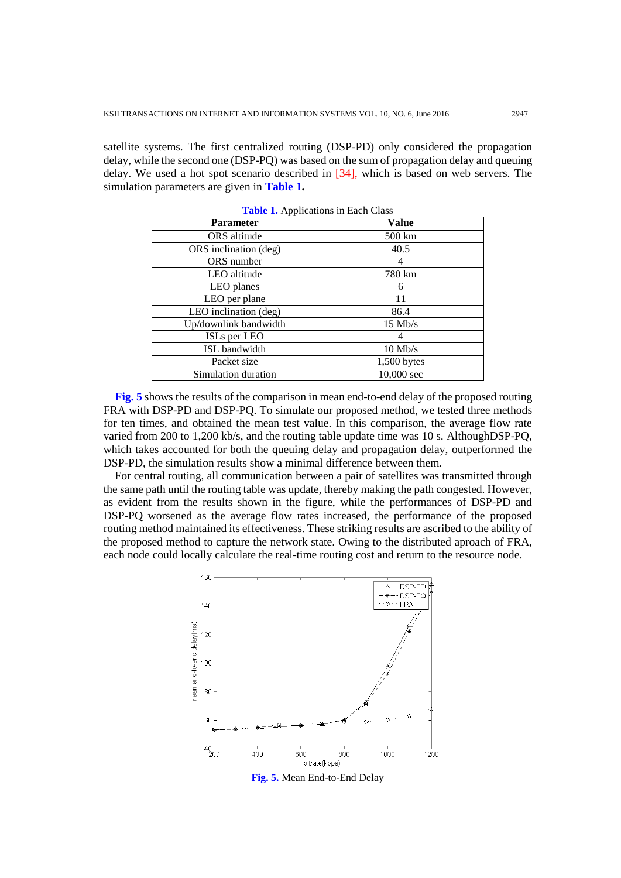satellite systems. The first centralized routing (DSP-PD) only considered the propagation delay, while the second one (DSP-PQ) was based on the sum of propagation delay and queuing delay. We used a hot spot scenario described in [34], which is based on web servers. The simulation parameters are given in **Table 1.**

**Table 1.** Applications in Each Class

| Parameter | Value |
|---|---|
| ORS altitude | 500 km |
| ORS inclination (deg) | 40.5 |
| ORS number | 4 |
| LEO altitude | 780 km |
| LEO planes | 6 |
| LEO per plane | 11 |
| LEO inclination (deg) | 86.4 |
| Up/downlink bandwidth | 15 Mb/s |
| ISLs per LEO | 4 |
| ISL bandwidth | 10 Mb/s |
| Packet size | 1,500 bytes |
| Simulation duration | 10,000 sec |

**Fig. 5** shows the results of the comparison in mean end-to-end delay of the proposed routing FRA with DSP-PD and DSP-PQ. To simulate our proposed method, we tested three methods for ten times, and obtained the mean test value. In this comparison, the average flow rate varied from 200 to 1,200 kb/s, and the routing table update time was 10 s. AlthoughDSP-PQ, which takes accounted for both the queuing delay and propagation delay, outperformed the DSP-PD, the simulation results show a minimal difference between them.

For central routing, all communication between a pair of satellites was transmitted through the same path until the routing table was update, thereby making the path congested. However, as evident from the results shown in the figure, while the performances of DSP-PD and DSP-PQ worsened as the average flow rates increased, the performance of the proposed routing method maintained its effectiveness. These striking results are ascribed to the ability of the proposed method to capture the network state. Owing to the distributed aproach of FRA, each node could locally calculate the real-time routing cost and return to the resource node.

**Fig. 5.** Mean End-to-End Delay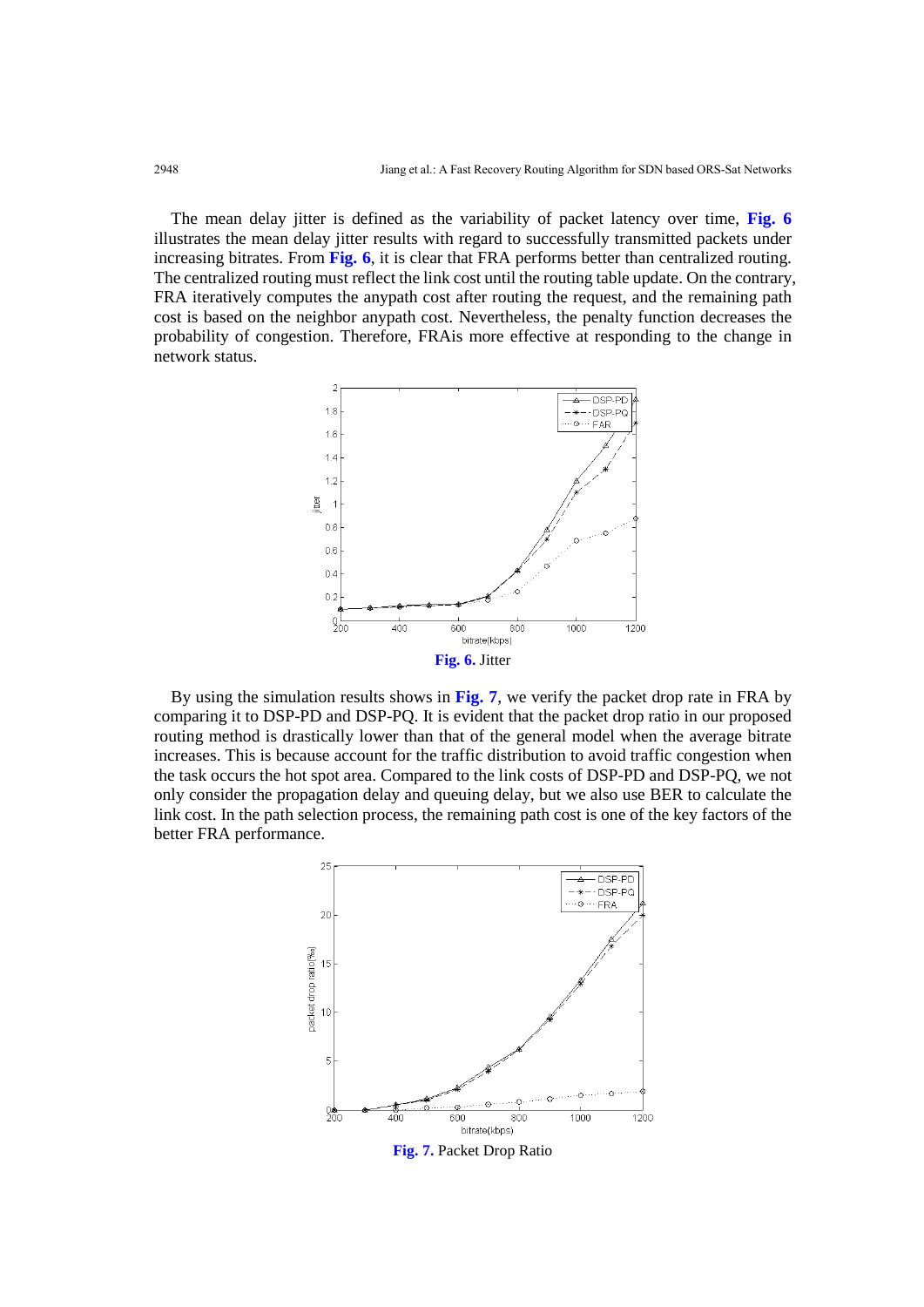The mean delay jitter is defined as the variability of packet latency over time, **Fig. 6** illustrates the mean delay jitter results with regard to successfully transmitted packets under increasing bitrates. From **Fig. 6**, it is clear that FRA performs better than centralized routing. The centralized routing must reflect the link cost until the routing table update. On the contrary, FRA iteratively computes the anypath cost after routing the request, and the remaining path cost is based on the neighbor anypath cost. Nevertheless, the penalty function decreases the probability of congestion. Therefore, FRAis more effective at responding to the change in network status.

**Fig. 6.** Jitter

By using the simulation results shows in **Fig. 7**, we verify the packet drop rate in FRA by comparing it to DSP-PD and DSP-PQ. It is evident that the packet drop ratio in our proposed routing method is drastically lower than that of the general model when the average bitrate increases. This is because account for the traffic distribution to avoid traffic congestion when the task occurs the hot spot area. Compared to the link costs of DSP-PD and DSP-PQ, we not only consider the propagation delay and queuing delay, but we also use BER to calculate the link cost. In the path selection process, the remaining path cost is one of the key factors of the better FRA performance.

**Fig. 7.** Packet Drop Ratio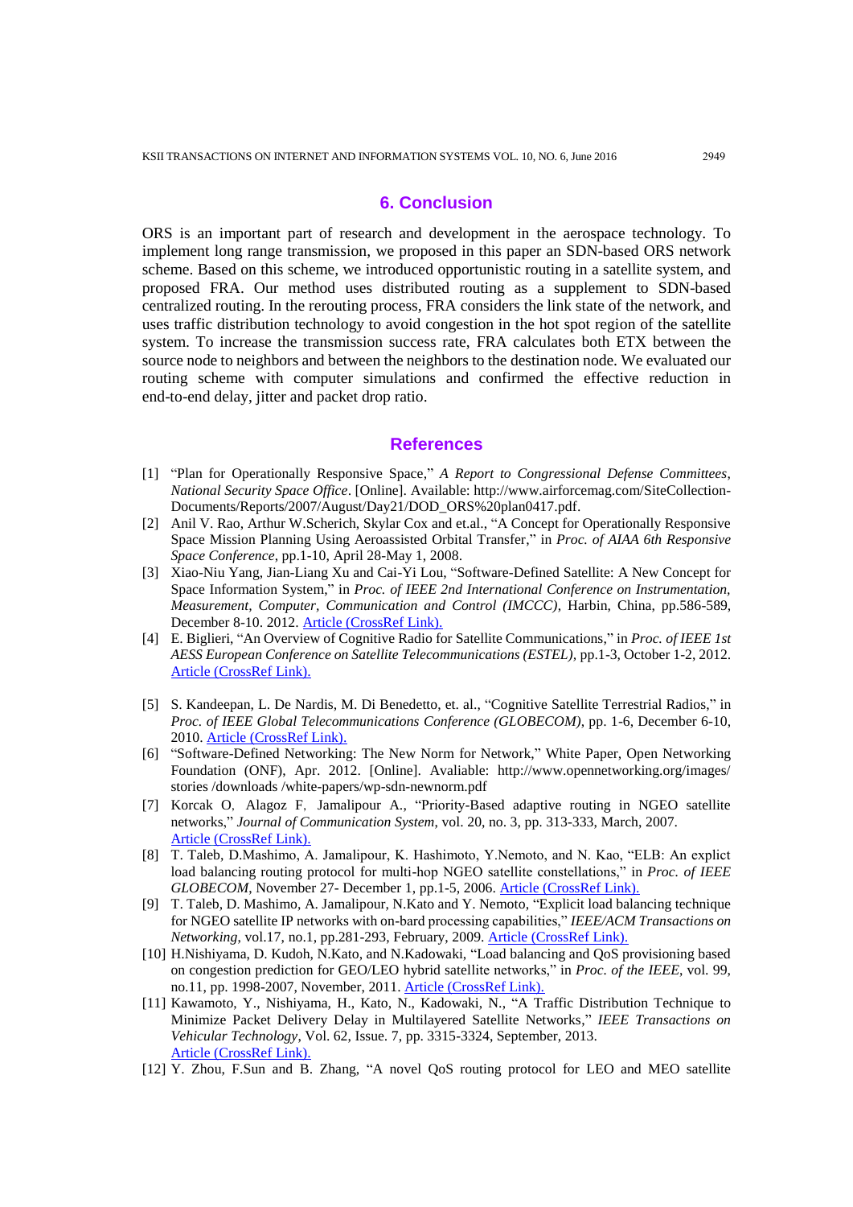## 6. Conclusion

ORS is an important part of research and development in the aerospace technology. To implement long range transmission, we proposed in this paper an SDN-based ORS network scheme. Based on this scheme, we introduced opportunistic routing in a satellite system, and proposed FRA. Our method uses distributed routing as a supplement to SDN-based centralized routing. In the rerouting process, FRA considers the link state of the network, and uses traffic distribution technology to avoid congestion in the hot spot region of the satellite system. To increase the transmission success rate, FRA calculates both ETX between the source node to neighbors and between the neighbors to the destination node. We evaluated our routing scheme with computer simulations and confirmed the effective reduction in end-to-end delay, jitter and packet drop ratio.

## References

[1] "Plan for Operationally Responsive Space," *A Report to Congressional Defense Committees, National Security Space Office*. [Online]. Available: http://www.airforcemag.com/SiteCollection-Documents/Reports/2007/August/Day21/DOD_ORS%20plan0417.pdf.

[2] Anil V. Rao, Arthur W.Scherich, Skylar Cox and et.al., "A Concept for Operationally Responsive Space Mission Planning Using Aeroassisted Orbital Transfer," in *Proc. of AIAA 6th Responsive Space Conference*, pp.1-10, April 28-May 1, 2008.

[3] Xiao-Niu Yang, Jian-Liang Xu and Cai-Yi Lou, "Software-Defined Satellite: A New Concept for Space Information System," in *Proc. of IEEE 2nd International Conference on Instrumentation, Measurement, Computer, Communication and Control (IMCCC)*, Harbin, China, pp.586-589, December 8-10. 2012. Article (CrossRef Link).

[4] E. Biglieri, "An Overview of Cognitive Radio for Satellite Communications," in *Proc. of IEEE 1st AESS European Conference on Satellite Telecommunications (ESTEL)*, pp.1-3, October 1-2, 2012. Article (CrossRef Link).

[5] S. Kandeepan, L. De Nardis, M. Di Benedetto, et. al., "Cognitive Satellite Terrestrial Radios," in *Proc. of IEEE Global Telecommunications Conference (GLOBECOM)*, pp. 1-6, December 6-10, 2010. Article (CrossRef Link).

[6] "Software-Defined Networking: The New Norm for Network," White Paper, Open Networking Foundation (ONF), Apr. 2012. [Online]. Avaliable: http://www.opennetworking.org/images/ stories /downloads /white-papers/wp-sdn-newnorm.pdf

[7] Korcak O, Alagoz F, Jamalipour A., "Priority-Based adaptive routing in NGEO satellite networks," *Journal of Communication System*, vol. 20, no. 3, pp. 313-333, March, 2007. Article (CrossRef Link).

[8] T. Taleb, D.Mashimo, A. Jamalipour, K. Hashimoto, Y.Nemoto, and N. Kao, "ELB: An explict load balancing routing protocol for multi-hop NGEO satellite constellations," in *Proc. of IEEE GLOBECOM*, November 27- December 1, pp.1-5, 2006. Article (CrossRef Link).

[9] T. Taleb, D. Mashimo, A. Jamalipour, N.Kato and Y. Nemoto, "Explicit load balancing technique for NGEO satellite IP networks with on-bard processing capabilities," *IEEE/ACM Transactions on Networking*, vol.17, no.1, pp.281-293, February, 2009. Article (CrossRef Link).

[10] H.Nishiyama, D. Kudoh, N.Kato, and N.Kadowaki, "Load balancing and QoS provisioning based on congestion prediction for GEO/LEO hybrid satellite networks," in *Proc. of the IEEE*, vol. 99, no.11, pp. 1998-2007, November, 2011. Article (CrossRef Link).

[11] Kawamoto, Y., Nishiyama, H., Kato, N., Kadowaki, N., "A Traffic Distribution Technique to Minimize Packet Delivery Delay in Multilayered Satellite Networks," *IEEE Transactions on Vehicular Technology*, Vol. 62, Issue. 7, pp. 3315-3324, September, 2013. Article (CrossRef Link).

[12] Y. Zhou, F.Sun and B. Zhang, "A novel QoS routing protocol for LEO and MEO satellite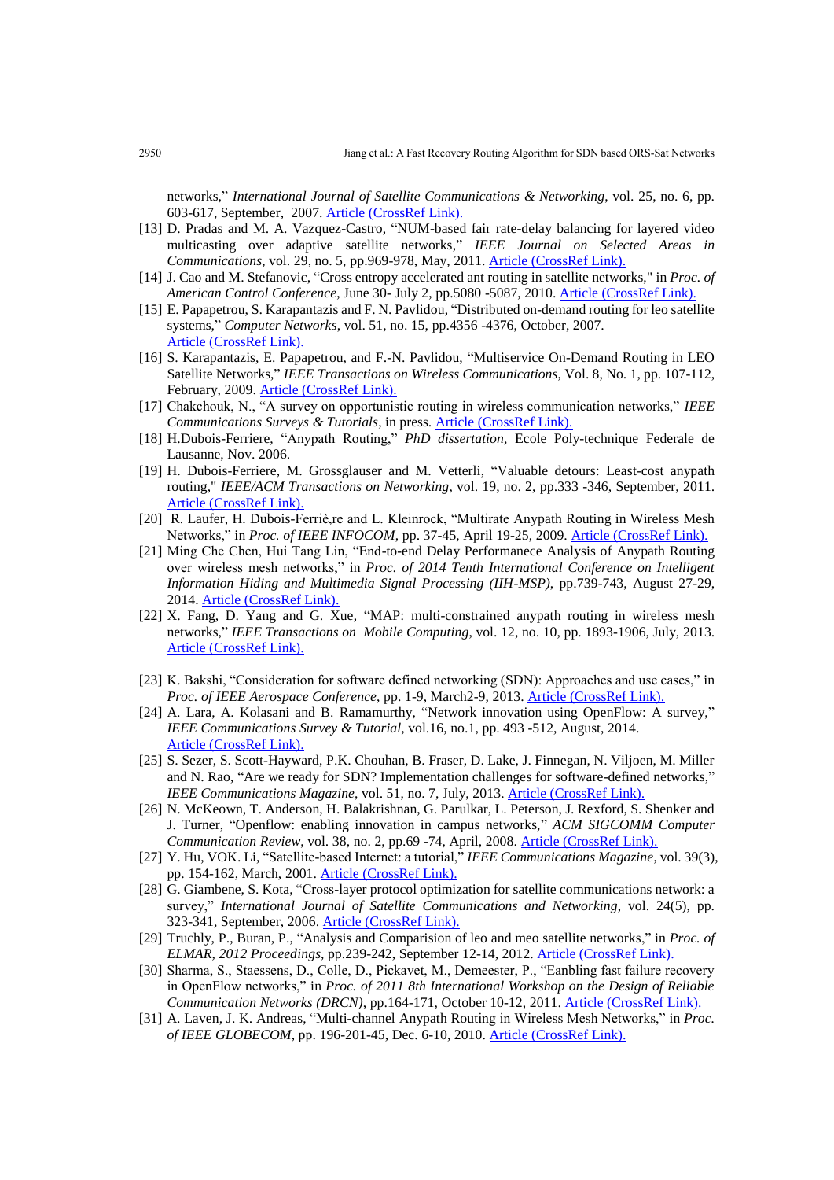networks," *International Journal of Satellite Communications & Networking*, vol. 25, no. 6, pp. 603-617, September, 2007. Article (CrossRef Link).

[13] D. Pradas and M. A. Vazquez-Castro, "NUM-based fair rate-delay balancing for layered video multicasting over adaptive satellite networks," *IEEE Journal on Selected Areas in Communications*, vol. 29, no. 5, pp.969-978, May, 2011. Article (CrossRef Link).

[14] J. Cao and M. Stefanovic, "Cross entropy accelerated ant routing in satellite networks," in *Proc. of American Control Conference*, June 30- July 2, pp.5080 -5087, 2010. Article (CrossRef Link).

[15] E. Papapetrou, S. Karapantazis and F. N. Pavlidou, "Distributed on-demand routing for leo satellite systems," *Computer Networks*, vol. 51, no. 15, pp.4356 -4376, October, 2007. Article (CrossRef Link).

[16] S. Karapantazis, E. Papapetrou, and F.-N. Pavlidou, "Multiservice On-Demand Routing in LEO Satellite Networks," *IEEE Transactions on Wireless Communications*, Vol. 8, No. 1, pp. 107-112, February, 2009. Article (CrossRef Link).

[17] Chakchouk, N., "A survey on opportunistic routing in wireless communication networks," *IEEE Communications Surveys & Tutorials*, in press. Article (CrossRef Link).

[18] H.Dubois-Ferriere, "Anypath Routing," *PhD dissertation*, Ecole Poly-technique Federale de Lausanne, Nov. 2006.

[19] H. Dubois-Ferriere, M. Grossglauser and M. Vetterli, "Valuable detours: Least-cost anypath routing," *IEEE/ACM Transactions on Networking*, vol. 19, no. 2, pp.333 -346, September, 2011. Article (CrossRef Link).

[20] R. Laufer, H. Dubois-Ferriè,re and L. Kleinrock, "Multirate Anypath Routing in Wireless Mesh Networks," in *Proc. of IEEE INFOCOM*, pp. 37-45, April 19-25, 2009. Article (CrossRef Link).

[21] Ming Che Chen, Hui Tang Lin, "End-to-end Delay Performanece Analysis of Anypath Routing over wireless mesh networks," in *Proc. of 2014 Tenth International Conference on Intelligent Information Hiding and Multimedia Signal Processing (IIH-MSP)*, pp.739-743, August 27-29, 2014. Article (CrossRef Link).

[22] X. Fang, D. Yang and G. Xue, "MAP: multi-constrained anypath routing in wireless mesh networks," *IEEE Transactions on Mobile Computing*, vol. 12, no. 10, pp. 1893-1906, July, 2013. Article (CrossRef Link).

[23] K. Bakshi, "Consideration for software defined networking (SDN): Approaches and use cases," in *Proc. of IEEE Aerospace Conference*, pp. 1-9, March2-9, 2013. Article (CrossRef Link).

[24] A. Lara, A. Kolasani and B. Ramamurthy, "Network innovation using OpenFlow: A survey," *IEEE Communications Survey & Tutorial*, vol.16, no.1, pp. 493 -512, August, 2014. Article (CrossRef Link).

[25] S. Sezer, S. Scott-Hayward, P.K. Chouhan, B. Fraser, D. Lake, J. Finnegan, N. Viljoen, M. Miller and N. Rao, "Are we ready for SDN? Implementation challenges for software-defined networks," *IEEE Communications Magazine*, vol. 51, no. 7, July, 2013. Article (CrossRef Link).

[26] N. McKeown, T. Anderson, H. Balakrishnan, G. Parulkar, L. Peterson, J. Rexford, S. Shenker and J. Turner, "Openflow: enabling innovation in campus networks," *ACM SIGCOMM Computer Communication Review*, vol. 38, no. 2, pp.69 -74, April, 2008. Article (CrossRef Link).

[27] Y. Hu, VOK. Li, "Satellite-based Internet: a tutorial," *IEEE Communications Magazine*, vol. 39(3), pp. 154-162, March, 2001. Article (CrossRef Link).

[28] G. Giambene, S. Kota, "Cross-layer protocol optimization for satellite communications network: a survey," *International Journal of Satellite Communications and Networking*, vol. 24(5), pp. 323-341, September, 2006. Article (CrossRef Link).

[29] Truchly, P., Buran, P., "Analysis and Comparision of leo and meo satellite networks," in *Proc. of ELMAR, 2012 Proceedings*, pp.239-242, September 12-14, 2012. Article (CrossRef Link).

[30] Sharma, S., Staessens, D., Colle, D., Pickavet, M., Demeester, P., "Eanbling fast failure recovery in OpenFlow networks," in *Proc. of 2011 8th International Workshop on the Design of Reliable Communication Networks (DRCN)*, pp.164-171, October 10-12, 2011. Article (CrossRef Link).

[31] A. Laven, J. K. Andreas, "Multi-channel Anypath Routing in Wireless Mesh Networks," in *Proc. of IEEE GLOBECOM*, pp. 196-201-45, Dec. 6-10, 2010. Article (CrossRef Link).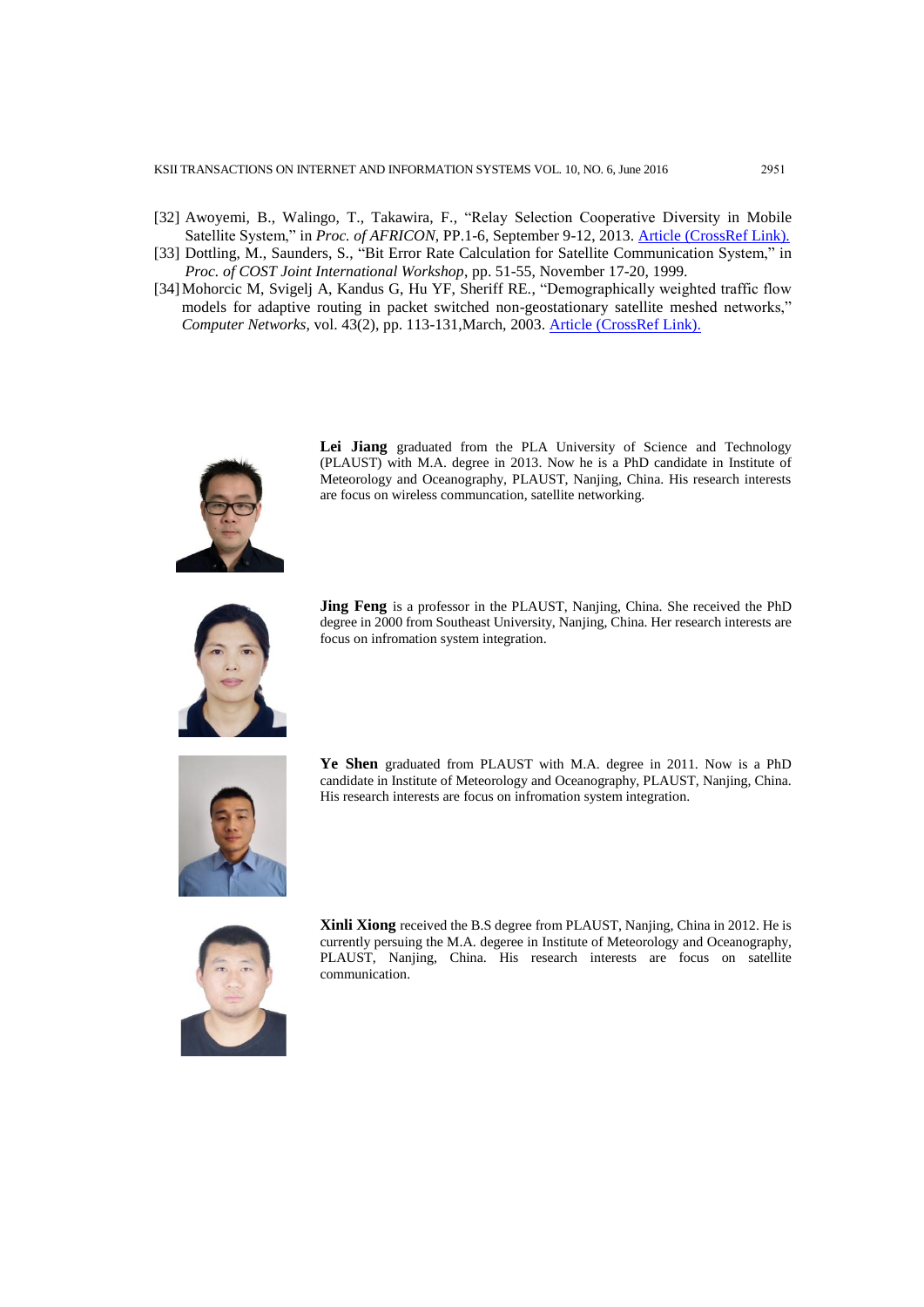[32] Awoyemi, B., Walingo, T., Takawira, F., "Relay Selection Cooperative Diversity in Mobile Satellite System," in *Proc. of AFRICON*, PP.1-6, September 9-12, 2013. Article (CrossRef Link).

[33] Dottling, M., Saunders, S., "Bit Error Rate Calculation for Satellite Communication System," in *Proc. of COST Joint International Workshop*, pp. 51-55, November 17-20, 1999.

[34] Mohorcic M, Svigelj A, Kandus G, Hu YF, Sheriff RE., "Demographically weighted traffic flow models for adaptive routing in packet switched non-geostationary satellite meshed networks," *Computer Networks*, vol. 43(2), pp. 113-131,March, 2003. Article (CrossRef Link).

**Lei Jiang** graduated from the PLA University of Science and Technology (PLAUST) with M.A. degree in 2013. Now he is a PhD candidate in Institute of Meteorology and Oceanography, PLAUST, Nanjing, China. His research interests are focus on wireless communcation, satellite networking.

**Jing Feng** is a professor in the PLAUST, Nanjing, China. She received the PhD degree in 2000 from Southeast University, Nanjing, China. Her research interests are focus on infromation system integration.

**Ye Shen** graduated from PLAUST with M.A. degree in 2011. Now is a PhD candidate in Institute of Meteorology and Oceanography, PLAUST, Nanjing, China. His research interests are focus on infromation system integration.

**Xinli Xiong** received the B.S degree from PLAUST, Nanjing, China in 2012. He is currently persuing the M.A. degeree in Institute of Meteorology and Oceanography, PLAUST, Nanjing, China. His research interests are focus on satellite communication.